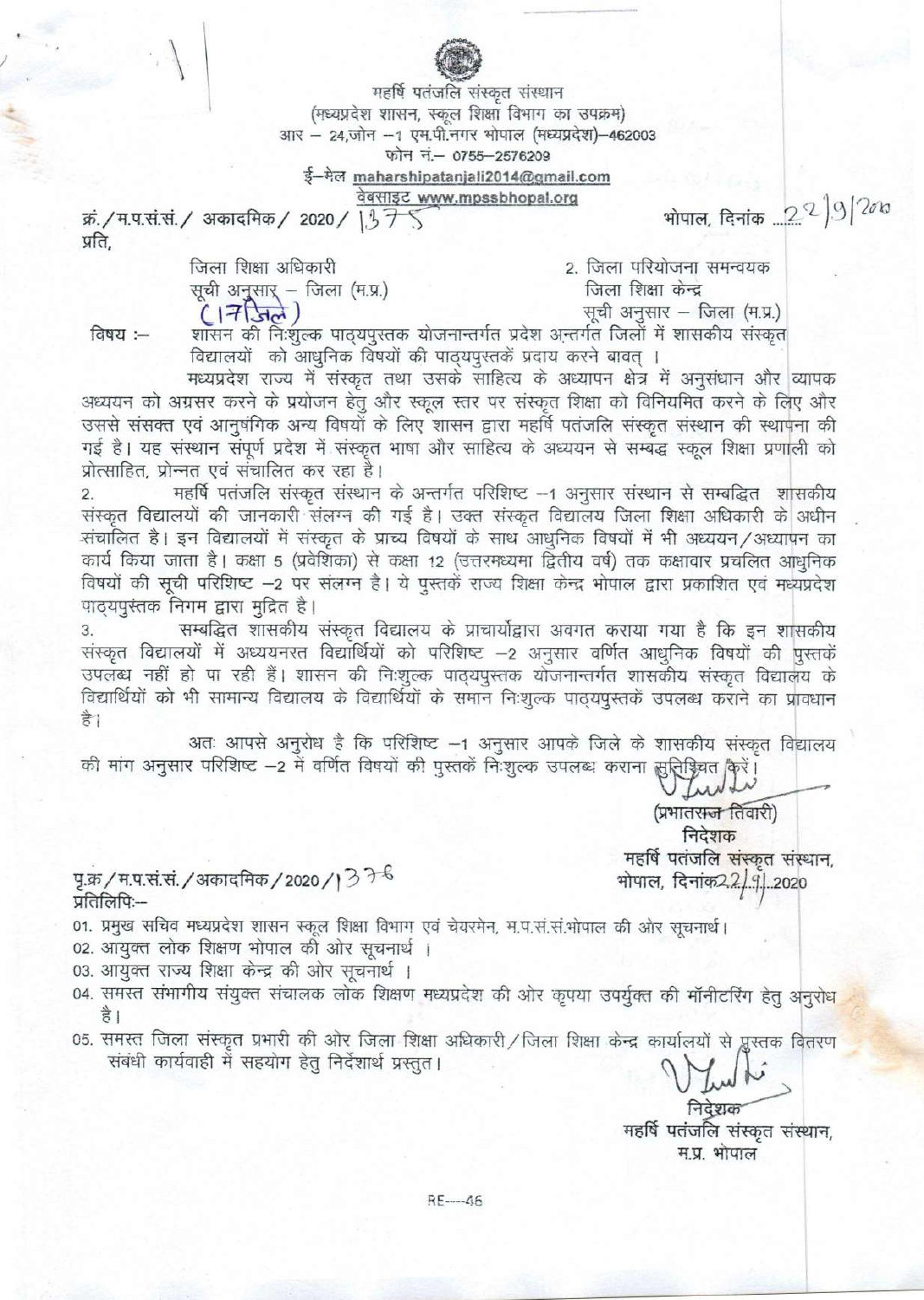महर्षि पतंजलि संस्कृत संस्थान

(मध्यप्रदेश शासन, स्कूल शिक्षा विभाग का उपक्रम)

आर – 24,जोन –1 एम.पी.नगर भोपाल (मध्यप्रदेश)–462003

फोन नं.– 0755–2576209

ई–मेल maharshipatanjali2014@gmail.com

वेबसाइट www.mpssbhopal.org

क्रं./म.प.सं.सं./ अकादमिक/ 2020/ 1375 भोपाल, दिनांक 22/9/2020

प्रति,

जिला शिक्षा अधिकारी
सूची अनुसार – जिला (म.प्र.)
(17 जिले)

2. जिला परियोजना समन्वयक
जिला शिक्षा केन्द्र
सूची अनुसार – जिला (म.प्र.)

विषय :– शासन की निःशुल्क पाठ्यपुस्तक योजनान्तर्गत प्रदेश अन्तर्गत जिलों में शासकीय संस्कृत विद्यालयों को आधुनिक विषयों की पाठ्यपुस्तकें प्रदाय करने बावत् ।

मध्यप्रदेश राज्य में संस्कृत तथा उसके साहित्य के अध्यापन क्षेत्र में अनुसंधान और व्यापक अध्ययन को अग्रसर करने के प्रयोजन हेतु और स्कूल स्तर पर संस्कृत शिक्षा को विनियमित करने के लिए और उससे संसक्त एवं आनुषंगिक अन्य विषयों के लिए शासन द्वारा महर्षि पतंजलि संस्कृत संस्थान की स्थापना की गई है। यह संस्थान संपूर्ण प्रदेश में संस्कृत भाषा और साहित्य के अध्ययन से सम्बद्ध स्कूल शिक्षा प्रणाली को प्रोत्साहित, प्रोन्नत एवं संचालित कर रहा है।

2. महर्षि पतंजलि संस्कृत संस्थान के अन्तर्गत परिशिष्ट –1 अनुसार संस्थान से सम्बद्धित शासकीय संस्कृत विद्यालयों की जानकारी संलग्न की गई है। उक्त संस्कृत विद्यालय जिला शिक्षा अधिकारी के अधीन संचालित है। इन विद्यालयों में संस्कृत के प्राच्य विषयों के साथ आधुनिक विषयों में भी अध्ययन/अध्यापन का कार्य किया जाता है। कक्षा 5 (प्रवेशिका) से कक्षा 12 (उत्तरमध्यमा द्वितीय वर्ष) तक कक्षावार प्रचलित आधुनिक विषयों की सूची परिशिष्ट –2 पर संलग्न है। ये पुस्तकें राज्य शिक्षा केन्द्र भोपाल द्वारा प्रकाशित एवं मध्यप्रदेश पाठ्यपुस्तक निगम द्वारा मुद्रित है।

3. सम्बद्धित शासकीय संस्कृत विद्यालय के प्राचार्योंद्वारा अवगत कराया गया है कि इन शासकीय संस्कृत विद्यालयों में अध्ययनरत विद्यार्थियों को परिशिष्ट –2 अनुसार वर्णित आधुनिक विषयों की पुस्तकें उपलब्ध नहीं हो पा रही हैं। शासन की निःशुल्क पाठ्यपुस्तक योजनान्तर्गत शासकीय संस्कृत विद्यालय के विद्यार्थियों को भी सामान्य विद्यालय के विद्यार्थियों के समान निःशुल्क पाठ्यपुस्तकें उपलब्ध कराने का प्रावधान है।

अतः आपसे अनुरोध है कि परिशिष्ट –1 अनुसार आपके जिले के शासकीय संस्कृत विद्यालय की मांग अनुसार परिशिष्ट –2 में वर्णित विषयों की पुस्तकें निःशुल्क उपलब्ध कराना सुनिश्चित करें।

(प्रभातराज तिवारी)
निदेशक
महर्षि पतंजलि संस्कृत संस्थान,
भोपाल, दिनांक 22/9/2020

पृ.क्र./म.प.सं.सं./अकादमिक/2020/1376

प्रतिलिपिः–

01. प्रमुख सचिव मध्यप्रदेश शासन स्कूल शिक्षा विभाग एवं चेयरमेन, म.प.सं.सं.भोपाल की ओर सूचनार्थ।
02. आयुक्त लोक शिक्षण भोपाल की ओर सूचनार्थ ।
03. आयुक्त राज्य शिक्षा केन्द्र की ओर सूचनार्थ ।
04. समस्त संभागीय संयुक्त संचालक लोक शिक्षण मध्यप्रदेश की ओर कृपया उपर्युक्त की मॉनीटरिंग हेतु अनुरोध है।
05. समस्त जिला संस्कृत प्रभारी की ओर जिला शिक्षा अधिकारी/जिला शिक्षा केन्द्र कार्यालयों से पुस्तक वितरण संबंधी कार्यवाही में सहयोग हेतु निर्देशार्थ प्रस्तुत।

निदेशक
महर्षि पतंजलि संस्कृत संस्थान,
म.प्र. भोपाल

RE----46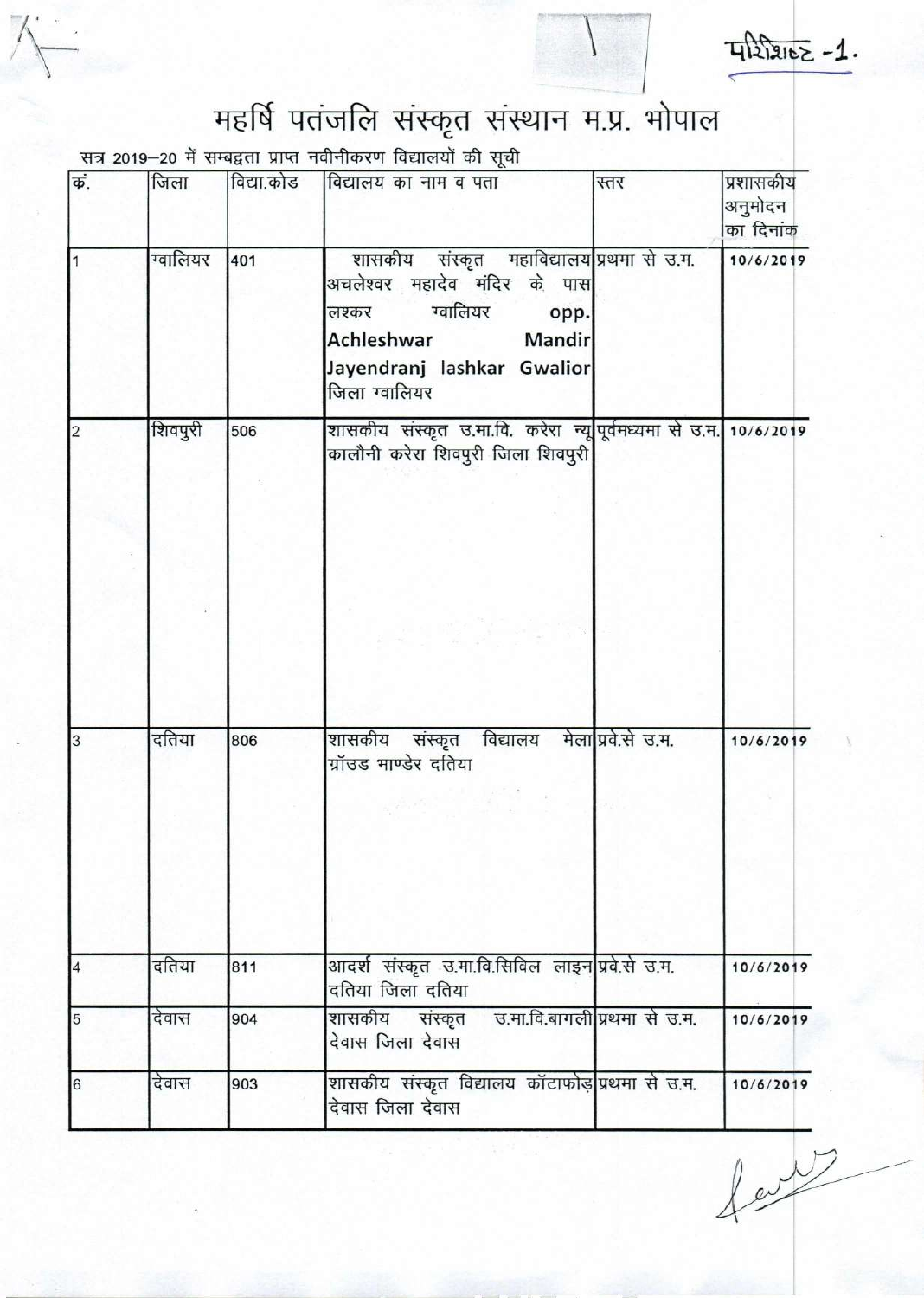परिशिष्ट -1.

# महर्षि पतंजलि संस्कृत संस्थान म.प्र. भोपाल

सत्र 2019–20 में सम्बद्धता प्राप्त नवीनीकरण विद्यालयों की सूची

| कं. | जिला | विद्या.कोड | विद्यालय का नाम व पता | स्तर | प्रशासकीय अनुमोदन का दिनांक |
|---|---|---|---|---|---|
| 1 | ग्वालियर | 401 | शासकीय संस्कृत महाविद्यालय अचलेश्वर महादेव मंदिर के पास लश्कर ग्वालियर opp. Achleshwar Mandir Jayendranj lashkar Gwalior जिला ग्वालियर | प्रथमा से उ.म. | 10/6/2019 |
| 2 | शिवपुरी | 506 | शासकीय संस्कृत उ.मा.वि. करेरा न्यू कालौनी करेरा शिवपुरी जिला शिवपुरी | पूर्वमध्यमा से उ.म. | 10/6/2019 |
| 3 | दतिया | 806 | शासकीय संस्कृत विद्यालय मेला ग्रॉउड भाण्डेर दतिया | प्रवे.से उ.म. | 10/6/2019 |
| 4 | दतिया | 811 | आदर्श संस्कृत उ.मा.वि.सिविल लाइन दतिया जिला दतिया | प्रवे.से उ.म. | 10/6/2019 |
| 5 | देवास | 904 | शासकीय संस्कृत उ.मा.वि.बागली देवास जिला देवास | प्रथमा से उ.म. | 10/6/2019 |
| 6 | देवास | 903 | शासकीय संस्कृत विद्यालय कॉटाफोड़ देवास जिला देवास | प्रथमा से उ.म. | 10/6/2019 |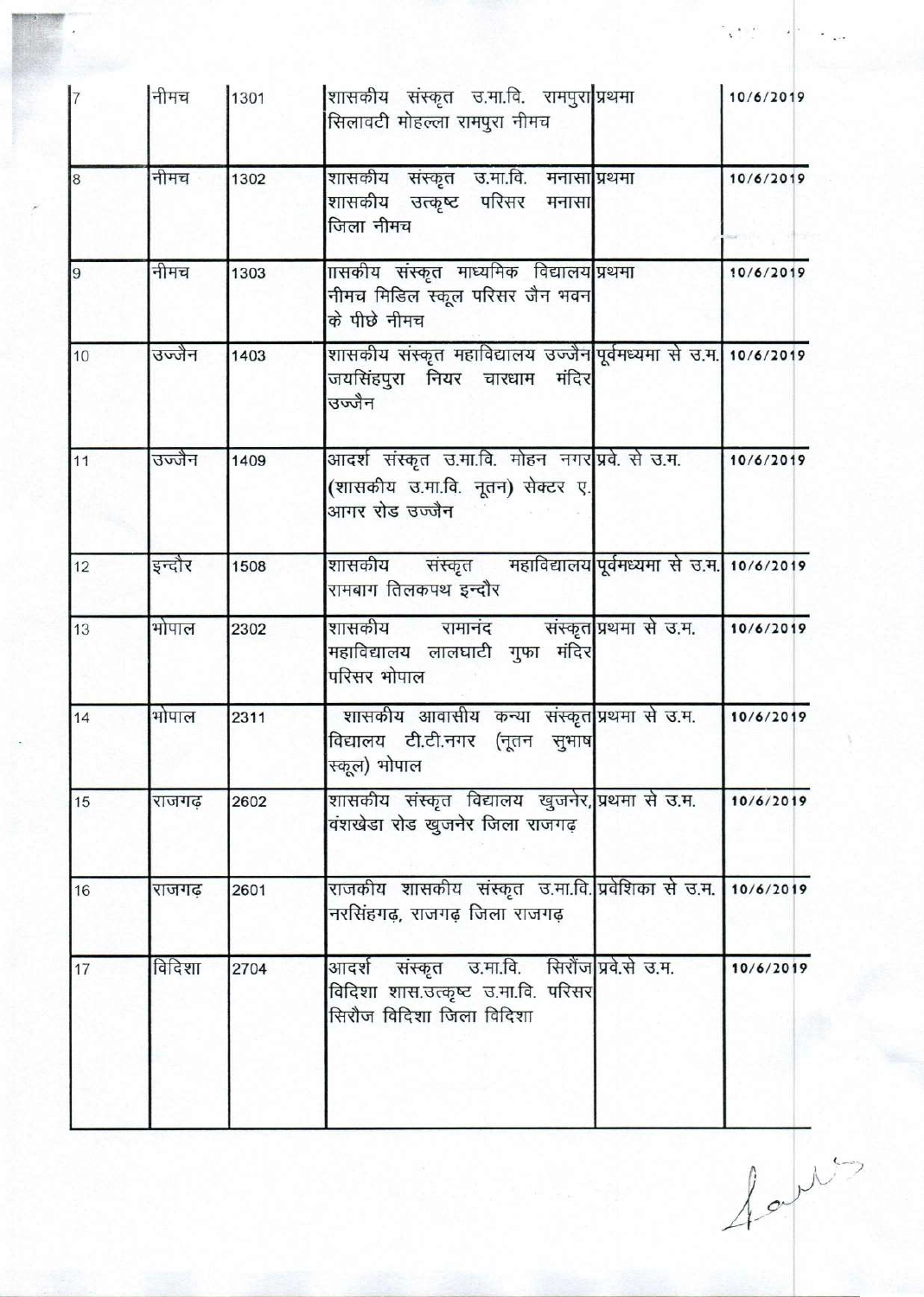| 7 | नीमच | 1301 | शासकीय संस्कृत उ.मा.वि. रामपुरा सिलावटी मोहल्ला रामपुरा नीमच | प्रथमा | 10/6/2019 |
|---|---|---|---|---|---|
| 8 | नीमच | 1302 | शासकीय संस्कृत उ.मा.वि. मनासा शासकीय उत्कृष्ट परिसर मनासा जिला नीमच | प्रथमा | 10/6/2019 |
| 9 | नीमच | 1303 | ाासकीय संस्कृत माध्यमिक विद्यालय नीमच मिडिल स्कूल परिसर जैन भवन के पीछे नीमच | प्रथमा | 10/6/2019 |
| 10 | उज्जैन | 1403 | शासकीय संस्कृत महाविद्यालय उज्जैन जयसिंहपुरा नियर चारधाम मंदिर उज्जैन | पूर्वमध्यमा से उ.म. | 10/6/2019 |
| 11 | उज्जैन | 1409 | आदर्श संस्कृत उ.मा.वि. मोहन नगर (शासकीय उ.मा.वि. नूतन) सेक्टर ए. आगर रोड उज्जैन | प्रवे. से उ.म. | 10/6/2019 |
| 12 | इन्दौर | 1508 | शासकीय संस्कृत महाविद्यालय रामबाग तिलकपथ इन्दौर | पूर्वमध्यमा से उ.म. | 10/6/2019 |
| 13 | भोपाल | 2302 | शासकीय रामानंद संस्कृत महाविद्यालय लालघाटी गुफा मंदिर परिसर भोपाल | प्रथमा से उ.म. | 10/6/2019 |
| 14 | भोपाल | 2311 | शासकीय आवासीय कन्या संस्कृत विद्यालय टी.टी.नगर (नूतन सुभाष स्कूल) भोपाल | प्रथमा से उ.म. | 10/6/2019 |
| 15 | राजगढ़ | 2602 | शासकीय संस्कृत विद्यालय खुजनेर, वंशखेडा रोड खुजनेर जिला राजगढ़ | प्रथमा से उ.म. | 10/6/2019 |
| 16 | राजगढ़ | 2601 | राजकीय शासकीय संस्कृत उ.मा.वि. नरसिंहगढ़, राजगढ़ जिला राजगढ़ | प्रवेशिका से उ.म. | 10/6/2019 |
| 17 | विदिशा | 2704 | आदर्श संस्कृत उ.मा.वि. सिरौंज विदिशा शास.उत्कृष्ट उ.मा.वि. परिसर सिरौज विदिशा जिला विदिशा | प्रवे.से उ.म. | 10/6/2019 |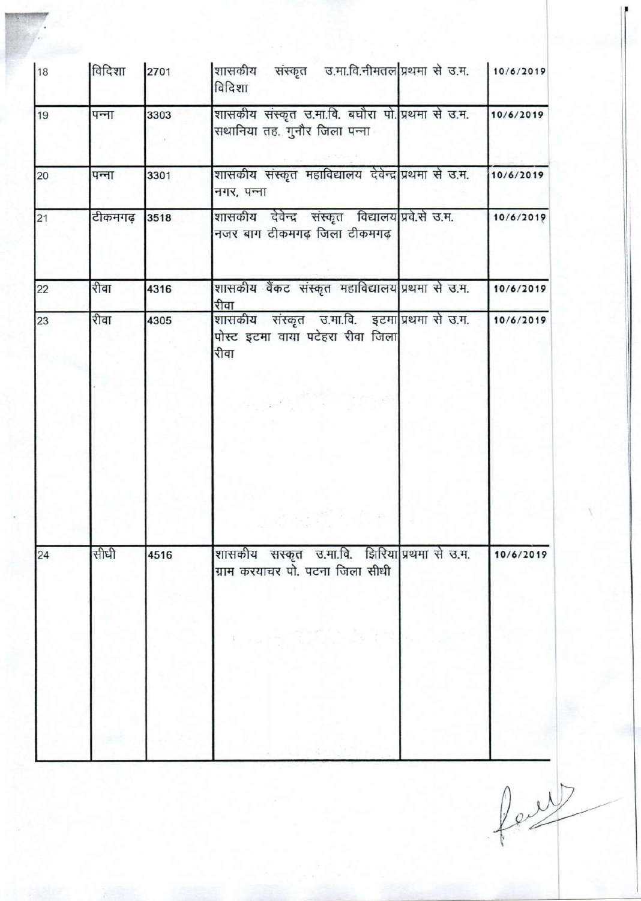| 18 | विदिशा | 2701 | शासकीय संस्कृत उ.मा.वि.नीमतल विदिशा | प्रथमा से उ.म. | 10/6/2019 |
|---|---|---|---|---|---|
| 19 | पन्ना | 3303 | शासकीय संस्कृत उ.मा.वि. बघौरा पो. सथानिया तह. गुनौर जिला पन्ना | प्रथमा से उ.म. | 10/6/2019 |
| 20 | पन्ना | 3301 | शासकीय संस्कृत महाविद्यालय देवेन्द्र नगर, पन्ना | प्रथमा से उ.म. | 10/6/2019 |
| 21 | टीकमगढ़ | 3518 | शासकीय देवेन्द्र संस्कृत विद्यालय नजर बाग टीकमगढ़ जिला टीकमगढ़ | प्रवे.से उ.म. | 10/6/2019 |
| 22 | रीवा | 4316 | शासकीय वैंकट संस्कृत महाविद्यालय रीवा | प्रथमा से उ.म. | 10/6/2019 |
| 23 | रीवा | 4305 | शासकीय संस्कृत उ.मा.वि. इटमा पोस्ट इटमा वाया पटेहरा रीवा जिला रीवा | प्रथमा से उ.म. | 10/6/2019 |
| 24 | सीधी | 4516 | शासकीय सस्कृत उ.मा.वि. झिरिया ग्राम करयाचर पो. पटना जिला सीधी | प्रथमा से उ.म. | 10/6/2019 |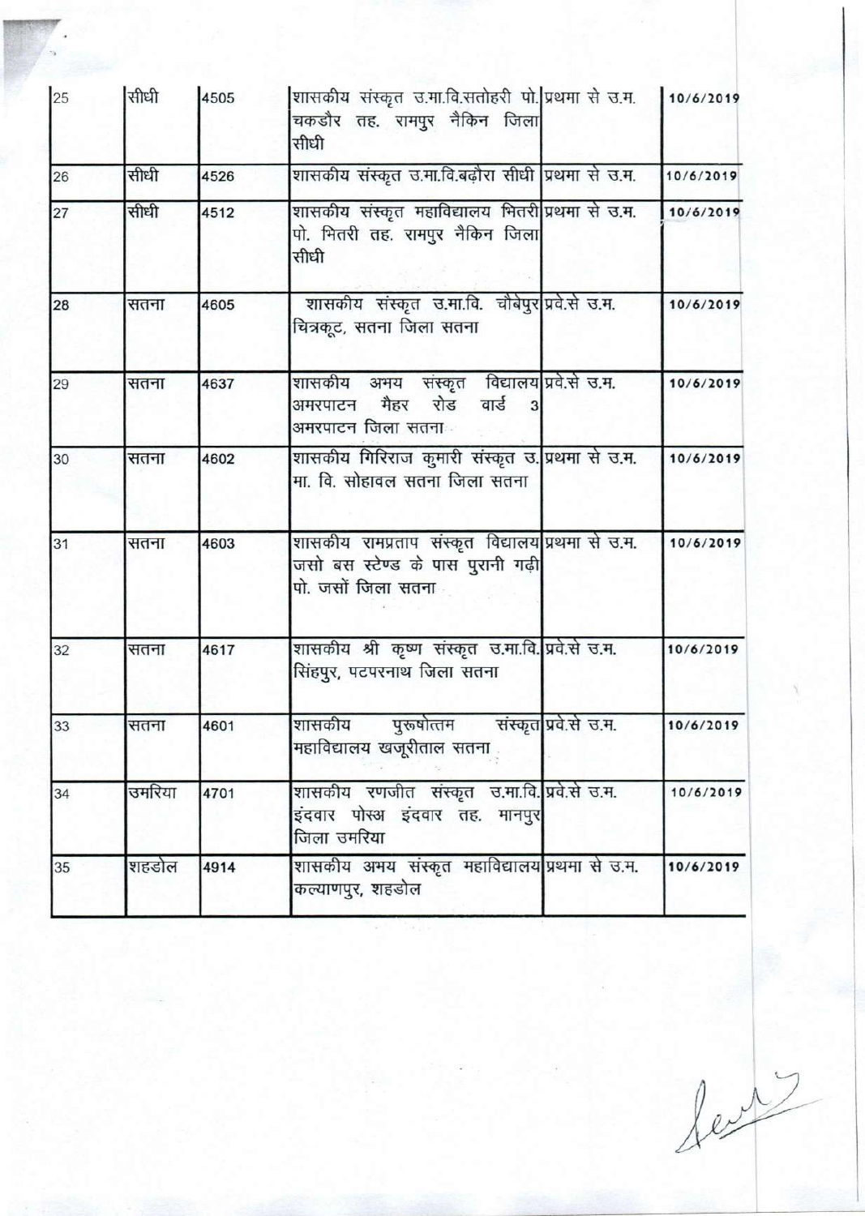| 25 | सीधी | 4505 | शासकीय संस्कृत उ.मा.वि.सतोहरी पो. चकडौर तह. रामपुर नैकिन जिला सीधी | प्रथमा से उ.म. | 10/6/2019 |
|---|---|---|---|---|---|
| 26 | सीधी | 4526 | शासकीय संस्कृत उ.मा.वि.बढ़ौरा सीधी | प्रथमा से उ.म. | 10/6/2019 |
| 27 | सीधी | 4512 | शासकीय संस्कृत महाविद्यालय भितरी पो. भितरी तह. रामपुर नैकिन जिला सीधी | प्रथमा से उ.म. | 10/6/2019 |
| 28 | सतना | 4605 | शासकीय संस्कृत उ.मा.वि. चौबेपुर चित्रकूट, सतना जिला सतना | प्रवे.से उ.म. | 10/6/2019 |
| 29 | सतना | 4637 | शासकीय अभय संस्कृत विद्यालय अमरपाटन मैहर रोड वार्ड 3 अमरपाटन जिला सतना | प्रवे.से उ.म. | 10/6/2019 |
| 30 | सतना | 4602 | शासकीय गिरिराज कुमारी संस्कृत उ. मा. वि. सोहावल सतना जिला सतना | प्रथमा से उ.म. | 10/6/2019 |
| 31 | सतना | 4603 | शासकीय रामप्रताप संस्कृत विद्यालय जसो बस स्टेण्ड के पास पुरानी गढ़ी पो. जसों जिला सतना | प्रथमा से उ.म. | 10/6/2019 |
| 32 | सतना | 4617 | शासकीय श्री कृष्ण संस्कृत उ.मा.वि. सिंहपुर, पटपरनाथ जिला सतना | प्रवे.से उ.म. | 10/6/2019 |
| 33 | सतना | 4601 | शासकीय पुरूषोत्तम संस्कृत महाविद्यालय खजूरीताल सतना | प्रवे.से उ.म. | 10/6/2019 |
| 34 | उमरिया | 4701 | शासकीय रणजीत संस्कृत उ.मा.वि. इंदवार पोस्अ इंदवार तह. मानपुर जिला उमरिया | प्रवे.से उ.म. | 10/6/2019 |
| 35 | शहडोल | 4914 | शासकीय अभय संस्कृत महाविद्यालय कल्याणपुर, शहडोल | प्रथमा से उ.म. | 10/6/2019 |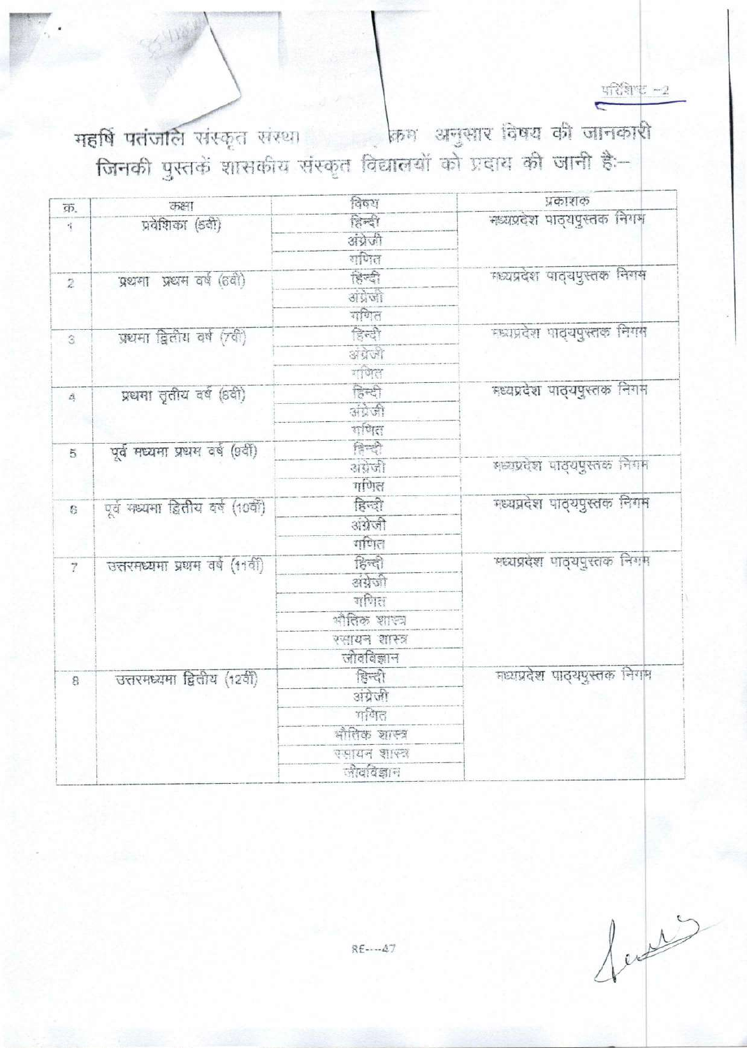परिशिष्ट –2

महर्षि पतंजलि संस्कृत संस्था ... क्रम अनुसार विषय की जानकारी जिनकी पुस्तकें शासकीय संस्कृत विद्यालयों को प्रदाय की जानी है:–

| क्र. | कक्षा | विषय | प्रकाशक |
|---|---|---|---|
| 1 | प्रवेशिका (5वी) | हिन्दी | मध्यप्रदेश पाठ्यपुस्तक निगम |
| | | अंग्रेजी | |
| | | गणित | |
| 2 | प्रथमा प्रथम वर्ष (6वी) | हिन्दी | मध्यप्रदेश पाठ्यपुस्तक निगम |
| | | अंग्रेजी | |
| | | गणित | |
| 3 | प्रथमा द्वितीय वर्ष (7वी) | हिन्दी | मध्यप्रदेश पाठ्यपुस्तक निगम |
| | | अंग्रेजी | |
| | | गणित | |
| 4 | प्रथमा तृतीय वर्ष (8वी) | हिन्दी | मध्यप्रदेश पाठ्यपुस्तक निगम |
| | | अंग्रेजी | |
| | | गणित | |
| 5 | पूर्व मध्यमा प्रथम वर्ष (9वी) | हिन्दी | |
| | | अंग्रेजी | मध्यप्रदेश पाठ्यपुस्तक निगम |
| | | गणित | |
| 6 | पूर्व मध्यमा द्वितीय वर्ष (10वीं) | हिन्दी | मध्यप्रदेश पाठ्यपुस्तक निगम |
| | | अंग्रेजी | |
| | | गणित | |
| 7 | उत्तरमध्यमा प्रथम वर्ष (11वीं) | हिन्दी | मध्यप्रदेश पाठ्यपुस्तक निगम |
| | | अंग्रेजी | |
| | | गणित | |
| | | भौतिक शास्त्र | |
| | | रसायन शास्त्र | |
| | | जीवविज्ञान | |
| 8 | उत्तरमध्यमा द्वितीय (12वीं) | हिन्दी | मध्यप्रदेश पाठ्यपुस्तक निगम |
| | | अंग्रेजी | |
| | | गणित | |
| | | भौतिक शास्त्र | |
| | | रसायन शास्त्र | |
| | | जीवविज्ञान | |

RE---47